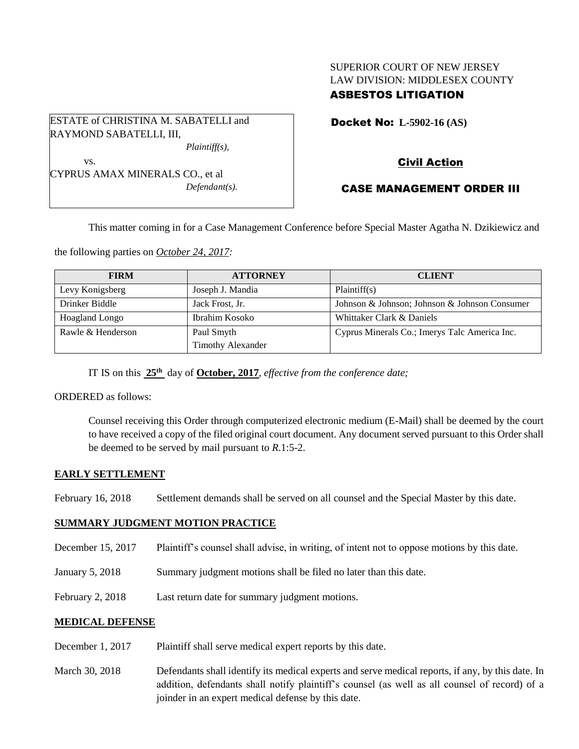SUPERIOR COURT OF NEW JERSEY
LAW DIVISION: MIDDLESEX COUNTY
**ASBESTOS LITIGATION**

ESTATE of CHRISTINA M. SABATELLI and RAYMOND SABATELLI, III,
*Plaintiff(s),*
vs.
CYPRUS AMAX MINERALS CO., et al
*Defendant(s).*

**Docket No: L-5902-16 (AS)**

**Civil Action**

**CASE MANAGEMENT ORDER III**

This matter coming in for a Case Management Conference before Special Master Agatha N. Dzikiewicz and the following parties on *October 24, 2017:*

| FIRM | ATTORNEY | CLIENT |
|---|---|---|
| Levy Konigsberg | Joseph J. Mandia | Plaintiff(s) |
| Drinker Biddle | Jack Frost, Jr. | Johnson & Johnson; Johnson & Johnson Consumer |
| Hoagland Longo | Ibrahim Kosoko | Whittaker Clark & Daniels |
| Rawle & Henderson | Paul Smyth<br>Timothy Alexander | Cyprus Minerals Co.; Imerys Talc America Inc. |

IT IS on this **25th** day of **October, 2017**, *effective from the conference date;*

ORDERED as follows:

Counsel receiving this Order through computerized electronic medium (E-Mail) shall be deemed by the court to have received a copy of the filed original court document. Any document served pursuant to this Order shall be deemed to be served by mail pursuant to *R*.1:5-2.

**EARLY SETTLEMENT**

February 16, 2018 Settlement demands shall be served on all counsel and the Special Master by this date.

**SUMMARY JUDGMENT MOTION PRACTICE**

December 15, 2017 Plaintiff's counsel shall advise, in writing, of intent not to oppose motions by this date.

January 5, 2018 Summary judgment motions shall be filed no later than this date.

February 2, 2018 Last return date for summary judgment motions.

**MEDICAL DEFENSE**

December 1, 2017 Plaintiff shall serve medical expert reports by this date.

March 30, 2018 Defendants shall identify its medical experts and serve medical reports, if any, by this date. In addition, defendants shall notify plaintiff's counsel (as well as all counsel of record) of a joinder in an expert medical defense by this date.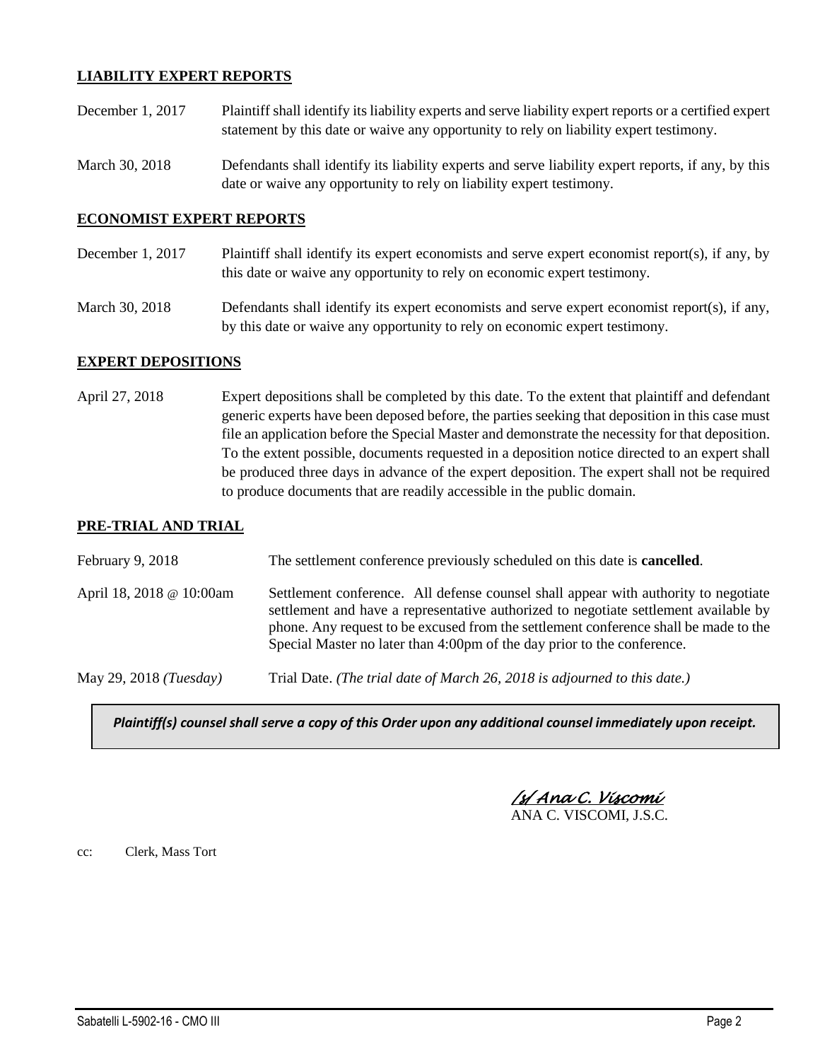## LIABILITY EXPERT REPORTS

| | |
|---|---|
| December 1, 2017 | Plaintiff shall identify its liability experts and serve liability expert reports or a certified expert statement by this date or waive any opportunity to rely on liability expert testimony. |
| March 30, 2018 | Defendants shall identify its liability experts and serve liability expert reports, if any, by this date or waive any opportunity to rely on liability expert testimony. |

## ECONOMIST EXPERT REPORTS

| | |
|---|---|
| December 1, 2017 | Plaintiff shall identify its expert economists and serve expert economist report(s), if any, by this date or waive any opportunity to rely on economic expert testimony. |
| March 30, 2018 | Defendants shall identify its expert economists and serve expert economist report(s), if any, by this date or waive any opportunity to rely on economic expert testimony. |

## EXPERT DEPOSITIONS

| | |
|---|---|
| April 27, 2018 | Expert depositions shall be completed by this date. To the extent that plaintiff and defendant generic experts have been deposed before, the parties seeking that deposition in this case must file an application before the Special Master and demonstrate the necessity for that deposition. To the extent possible, documents requested in a deposition notice directed to an expert shall be produced three days in advance of the expert deposition. The expert shall not be required to produce documents that are readily accessible in the public domain. |

## PRE-TRIAL AND TRIAL

| | |
|---|---|
| February 9, 2018 | The settlement conference previously scheduled on this date is **cancelled**. |
| April 18, 2018 @ 10:00am | Settlement conference. All defense counsel shall appear with authority to negotiate settlement and have a representative authorized to negotiate settlement available by phone. Any request to be excused from the settlement conference shall be made to the Special Master no later than 4:00pm of the day prior to the conference. |
| May 29, 2018 *(Tuesday)* | Trial Date. *(The trial date of March 26, 2018 is adjourned to this date.)* |

***Plaintiff(s) counsel shall serve a copy of this Order upon any additional counsel immediately upon receipt.***

*/s/ Ana C. Viscomi*
ANA C. VISCOMI, J.S.C.

cc: Clerk, Mass Tort